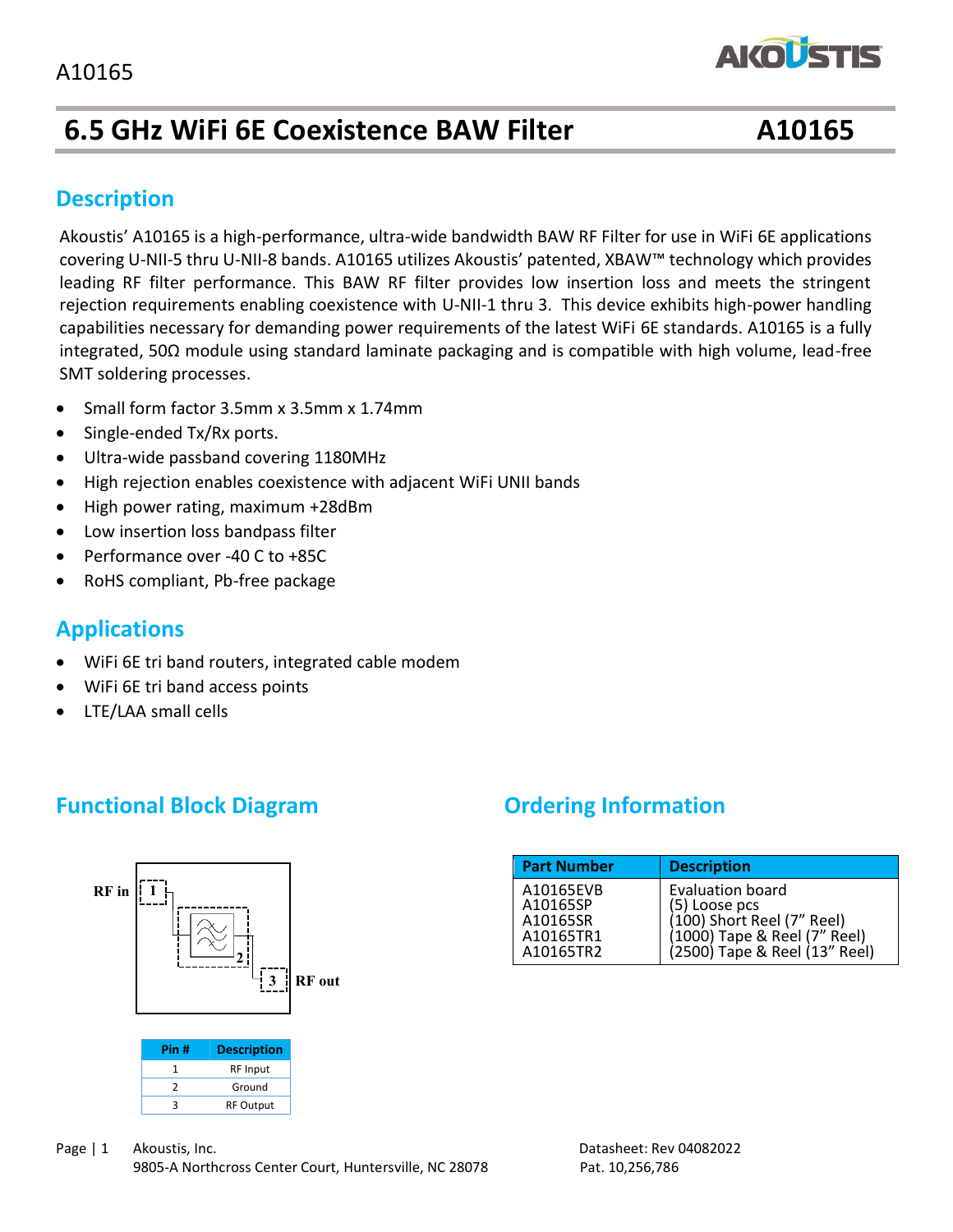# 6.5 GHz WiFi 6E Coexistence BAW Filter — A10165

## Description

Akoustis' A10165 is a high-performance, ultra-wide bandwidth BAW RF Filter for use in WiFi 6E applications covering U-NII-5 thru U-NII-8 bands. A10165 utilizes Akoustis' patented, XBAW™ technology which provides leading RF filter performance. This BAW RF filter provides low insertion loss and meets the stringent rejection requirements enabling coexistence with U-NII-1 thru 3. This device exhibits high-power handling capabilities necessary for demanding power requirements of the latest WiFi 6E standards. A10165 is a fully integrated, 50Ω module using standard laminate packaging and is compatible with high volume, lead-free SMT soldering processes.

- Small form factor 3.5mm x 3.5mm x 1.74mm
- Single-ended Tx/Rx ports.
- Ultra-wide passband covering 1180MHz
- High rejection enables coexistence with adjacent WiFi UNII bands
- High power rating, maximum +28dBm
- Low insertion loss bandpass filter
- Performance over -40 C to +85C
- RoHS compliant, Pb-free package

## Applications

- WiFi 6E tri band routers, integrated cable modem
- WiFi 6E tri band access points
- LTE/LAA small cells

## Functional Block Diagram

RF in 1 — 2 — 3 RF out

| Pin # | Description |
| --- | --- |
| 1 | RF Input |
| 2 | Ground |
| 3 | RF Output |

## Ordering Information

| Part Number | Description |
| --- | --- |
| A10165EVB | Evaluation board |
| A10165SP | (5) Loose pcs |
| A10165SR | (100) Short Reel (7" Reel) |
| A10165TR1 | (1000) Tape & Reel (7" Reel) |
| A10165TR2 | (2500) Tape & Reel (13" Reel) |

Akoustis, Inc.
9805-A Northcross Center Court, Huntersville, NC 28078

Datasheet: Rev 04082022
Pat. 10,256,786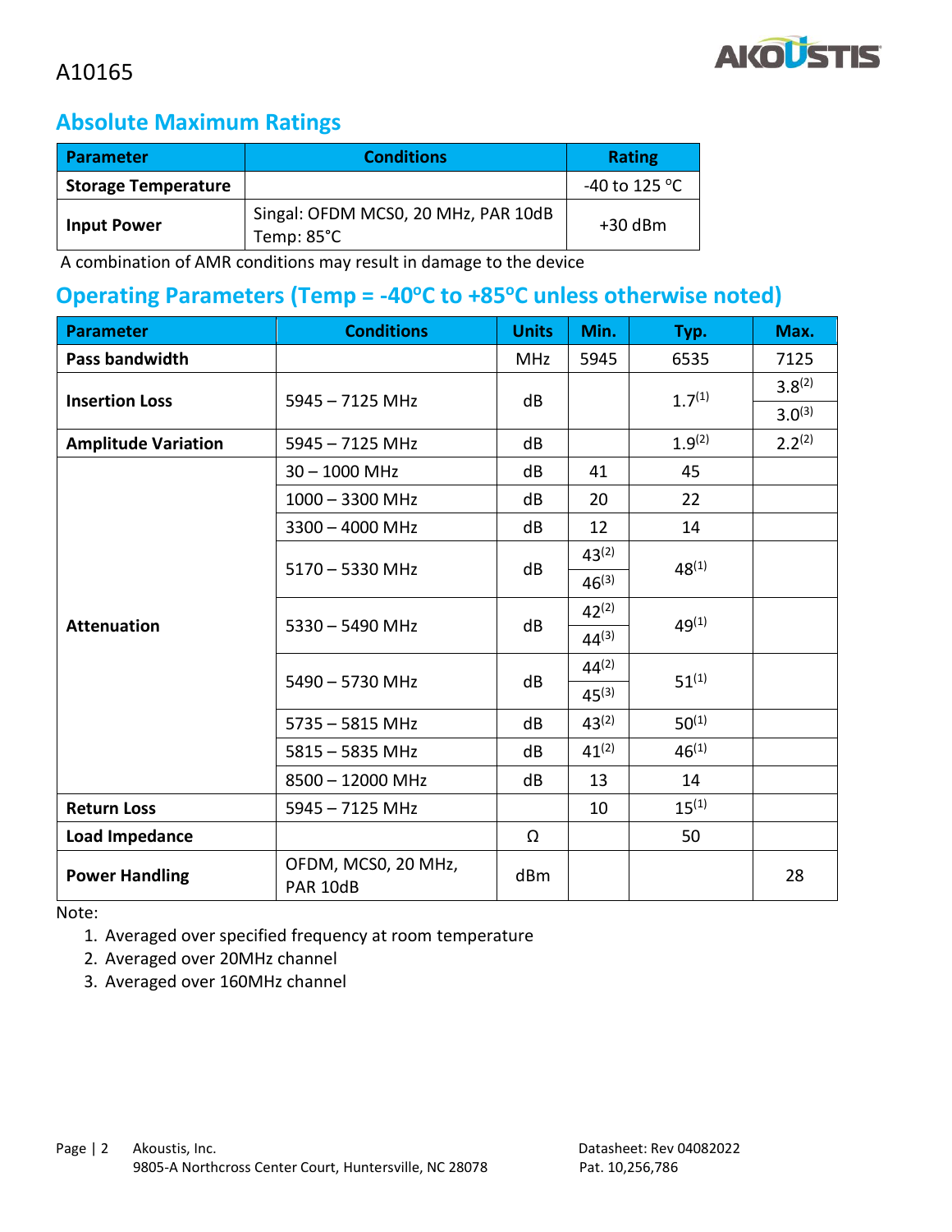A10165

## Absolute Maximum Ratings

| Parameter | Conditions | Rating |
|---|---|---|
| **Storage Temperature** | | -40 to 125 °C |
| **Input Power** | Singal: OFDM MCS0, 20 MHz, PAR 10dB<br>Temp: 85°C | +30 dBm |

A combination of AMR conditions may result in damage to the device

## Operating Parameters (Temp = -40°C to +85°C unless otherwise noted)

| Parameter | Conditions | Units | Min. | Typ. | Max. |
|---|---|---|---|---|---|
| **Pass bandwidth** | | MHz | 5945 | 6535 | 7125 |
| **Insertion Loss** | 5945 – 7125 MHz | dB | | 1.7(1) | 3.8(2)<br>3.0(3) |
| **Amplitude Variation** | 5945 – 7125 MHz | dB | | 1.9(2) | 2.2(2) |
| **Attenuation** | 30 – 1000 MHz | dB | 41 | 45 | |
| | 1000 – 3300 MHz | dB | 20 | 22 | |
| | 3300 – 4000 MHz | dB | 12 | 14 | |
| | 5170 – 5330 MHz | dB | 43(2)<br>46(3) | 48(1) | |
| | 5330 – 5490 MHz | dB | 42(2)<br>44(3) | 49(1) | |
| | 5490 – 5730 MHz | dB | 44(2)<br>45(3) | 51(1) | |
| | 5735 – 5815 MHz | dB | 43(2) | 50(1) | |
| | 5815 – 5835 MHz | dB | 41(2) | 46(1) | |
| | 8500 – 12000 MHz | dB | 13 | 14 | |
| **Return Loss** | 5945 – 7125 MHz | | 10 | 15(1) | |
| **Load Impedance** | | Ω | | 50 | |
| **Power Handling** | OFDM, MCS0, 20 MHz, PAR 10dB | dBm | | | 28 |

Note:

1. Averaged over specified frequency at room temperature
2. Averaged over 20MHz channel
3. Averaged over 160MHz channel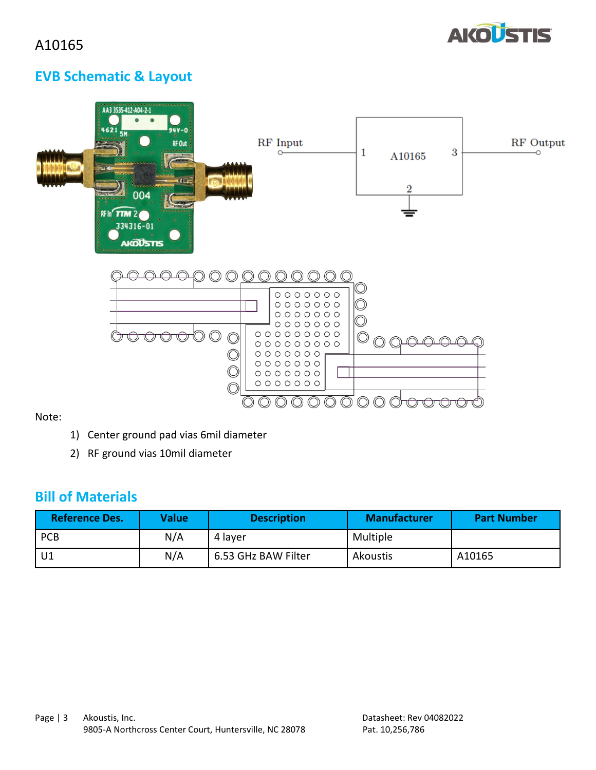A10165

## EVB Schematic & Layout

Note:

1) Center ground pad vias 6mil diameter
2) RF ground vias 10mil diameter

## Bill of Materials

| Reference Des. | Value | Description | Manufacturer | Part Number |
|---|---|---|---|---|
| PCB | N/A | 4 layer | Multiple | |
| U1 | N/A | 6.53 GHz BAW Filter | Akoustis | A10165 |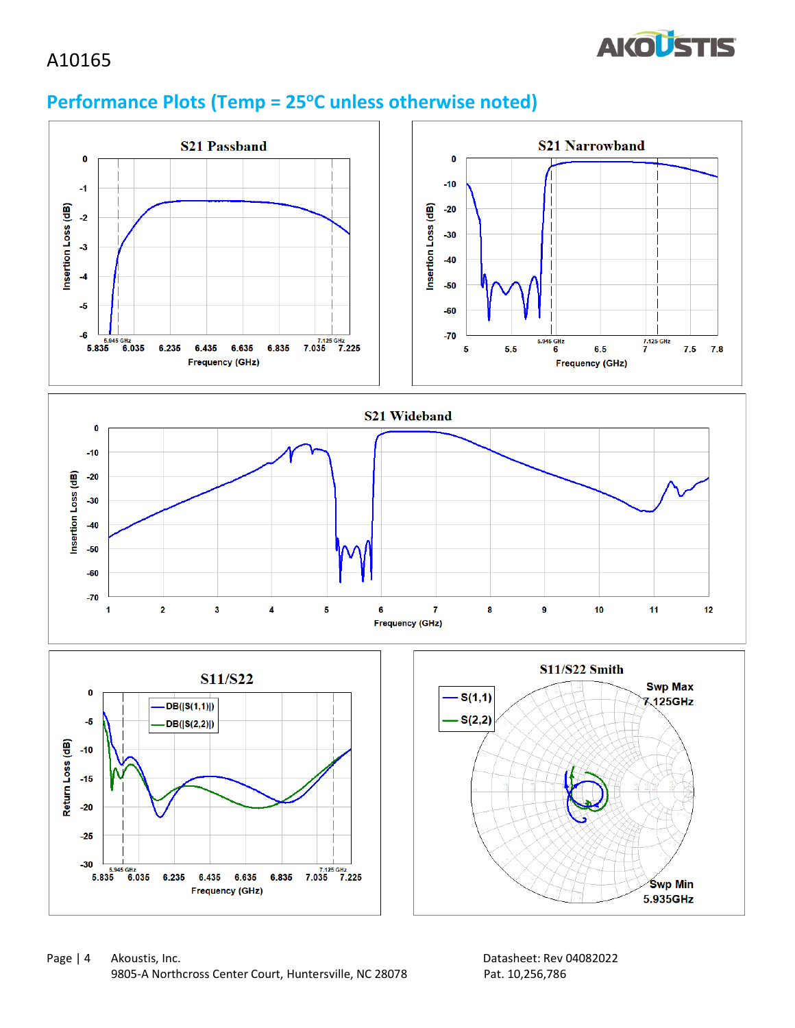A10165

## Performance Plots (Temp = 25°C unless otherwise noted)

**S21 Passband**

Insertion Loss (dB) vs. Frequency (GHz)

**S21 Narrowband**

Insertion Loss (dB) vs. Frequency (GHz)

**S21 Wideband**

Insertion Loss (dB) vs. Frequency (GHz)

**S11/S22**

Return Loss (dB) vs. Frequency (GHz)

DB(|S(1,1)|)
DB(|S(2,2)|)

**S11/S22 Smith**

S(1,1)
S(2,2)

Swp Max 7.125GHz

Swp Min 5.935GHz

Akoustis, Inc.
9805-A Northcross Center Court, Huntersville, NC 28078

Datasheet: Rev 04082022
Pat. 10,256,786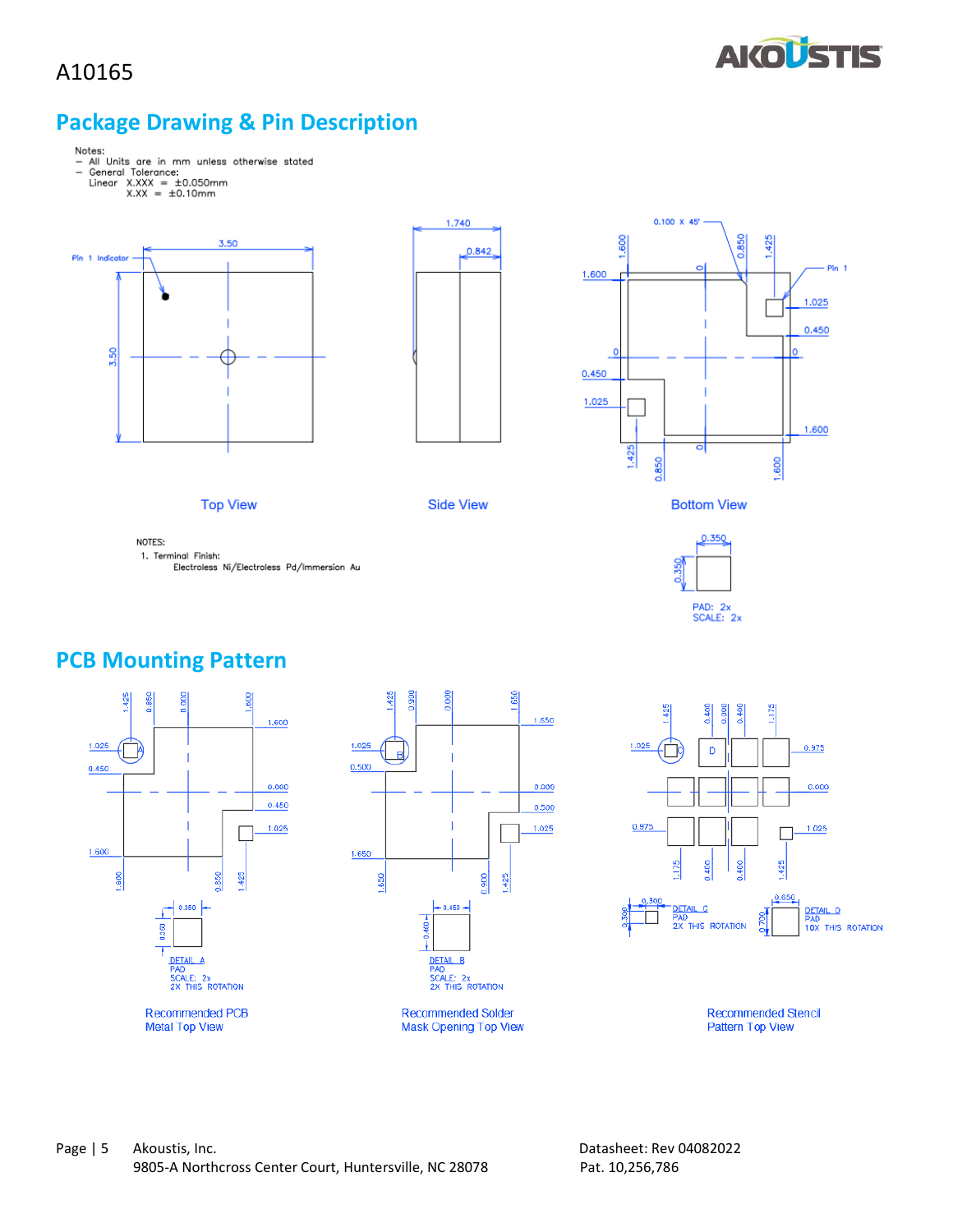A10165

## Package Drawing & Pin Description

Notes:
- All Units are in mm unless otherwise stated
- General Tolerance:
  Linear X.XXX = ±0.050mm
  X.XX = ±0.10mm

Top View

Side View

Bottom View

NOTES:
1. Terminal Finish:
   Electroless Ni/Electroless Pd/Immersion Au

PAD: 2x
SCALE: 2x

## PCB Mounting Pattern

DETAIL A
PAD
SCALE: 2x
2X THIS ROTATION

Recommended PCB Metal Top View

DETAIL B
PAD
SCALE: 2x
2X THIS ROTATION

Recommended Solder Mask Opening Top View

DETAIL C
PAD
2X THIS ROTATION

DETAIL D
PAD
10X THIS ROTATION

Recommended Stencil Pattern Top View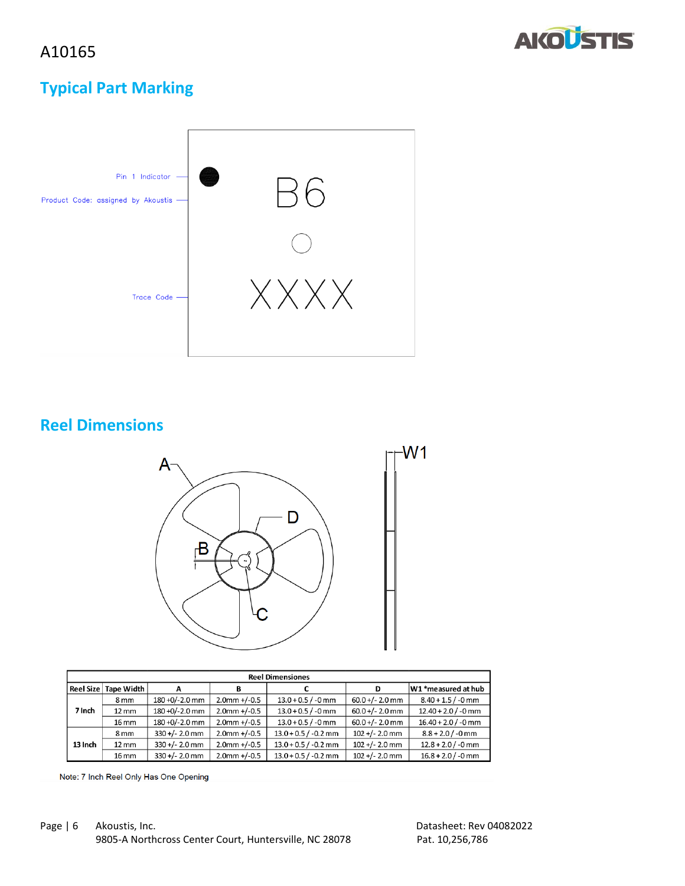A10165

## Typical Part Marking

Pin 1 Indicator

Product Code: assigned by Akoustis

B6

Trace Code

XXXX

## Reel Dimensions

| Reel Dimensions | | | | | | |
|---|---|---|---|---|---|---|
| Reel Size | Tape Width | A | B | C | D | W1 *measured at hub |
| 7 Inch | 8 mm | 180 +0/-2.0 mm | 2.0mm +/-0.5 | 13.0 + 0.5 / -0 mm | 60.0 +/- 2.0 mm | 8.40 + 1.5 / -0 mm |
| | 12 mm | 180 +0/-2.0 mm | 2.0mm +/-0.5 | 13.0 + 0.5 / -0 mm | 60.0 +/- 2.0 mm | 12.40 + 2.0 / -0 mm |
| | 16 mm | 180 +0/-2.0 mm | 2.0mm +/-0.5 | 13.0 + 0.5 / -0 mm | 60.0 +/- 2.0 mm | 16.40 + 2.0 / -0 mm |
| 13 Inch | 8 mm | 330 +/- 2.0 mm | 2.0mm +/-0.5 | 13.0 + 0.5 / -0.2 mm | 102 +/- 2.0 mm | 8.8 + 2.0 / -0 mm |
| | 12 mm | 330 +/- 2.0 mm | 2.0mm +/-0.5 | 13.0 + 0.5 / -0.2 mm | 102 +/- 2.0 mm | 12.8 + 2.0 / -0 mm |
| | 16 mm | 330 +/- 2.0 mm | 2.0mm +/-0.5 | 13.0 + 0.5 / -0.2 mm | 102 +/- 2.0 mm | 16.8 + 2.0 / -0 mm |

Note: 7 Inch Reel Only Has One Opening

Akoustis, Inc.
9805-A Northcross Center Court, Huntersville, NC 28078

Datasheet: Rev 04082022
Pat. 10,256,786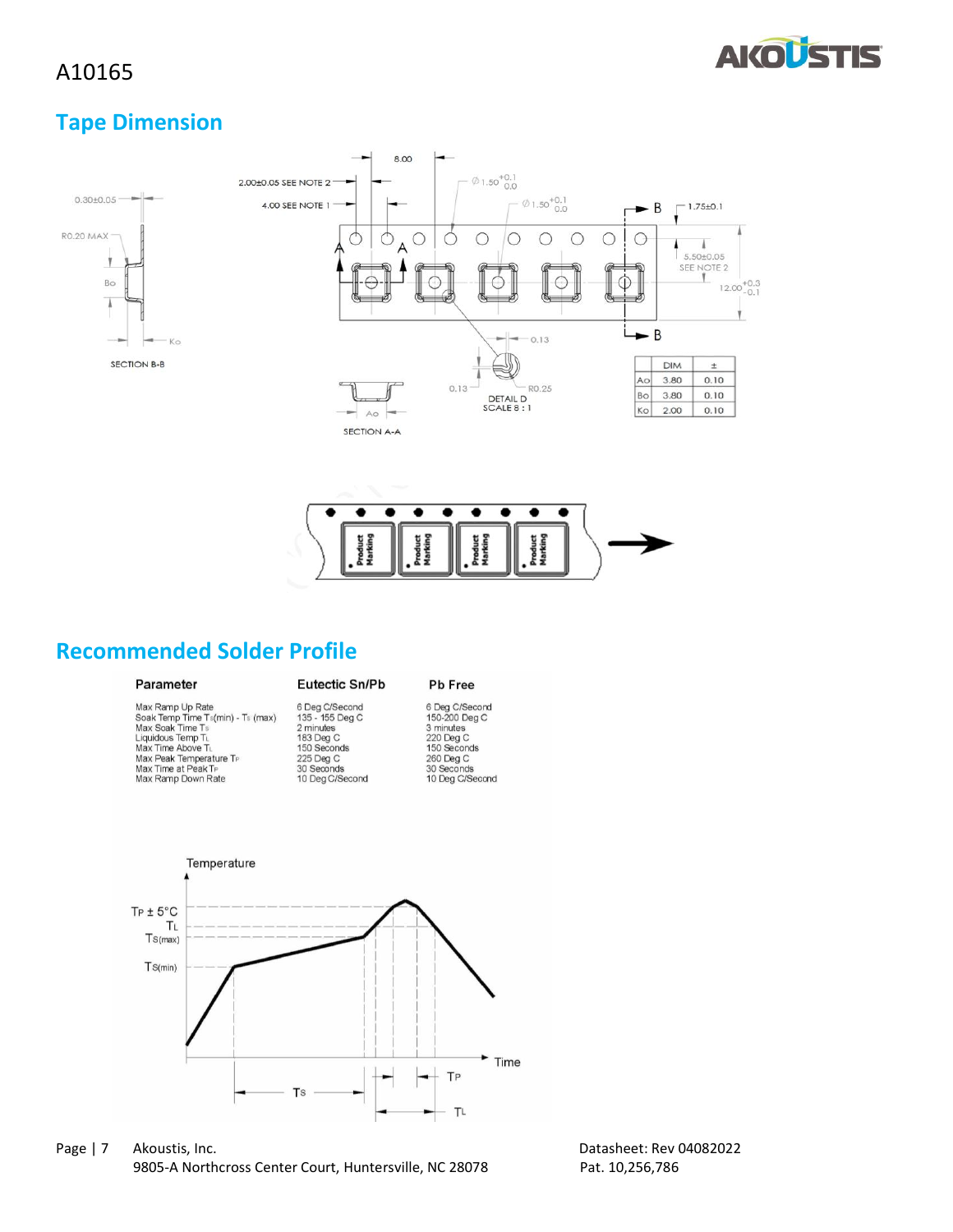## Tape Dimension

| DIM | | ± |
|---|---|---|
| Ao | 3.80 | 0.10 |
| Bo | 3.80 | 0.10 |
| Ko | 2.00 | 0.10 |

## Recommended Solder Profile

| Parameter | Eutectic Sn/Pb | Pb Free |
|---|---|---|
| Max Ramp Up Rate | 6 Deg C/Second | 6 Deg C/Second |
| Soak Temp Time $T_S$(min) - $T_S$ (max) | 135 - 155 Deg C | 150-200 Deg C |
| Max Soak Time $T_S$ | 2 minutes | 3 minutes |
| Liquidous Temp $T_L$ | 183 Deg C | 220 Deg C |
| Max Time Above $T_L$ | 150 Seconds | 150 Seconds |
| Max Peak Temperature $T_P$ | 225 Deg C | 260 Deg C |
| Max Time at Peak $T_P$ | 30 Seconds | 30 Seconds |
| Max Ramp Down Rate | 10 Deg C/Second | 10 Deg C/Second |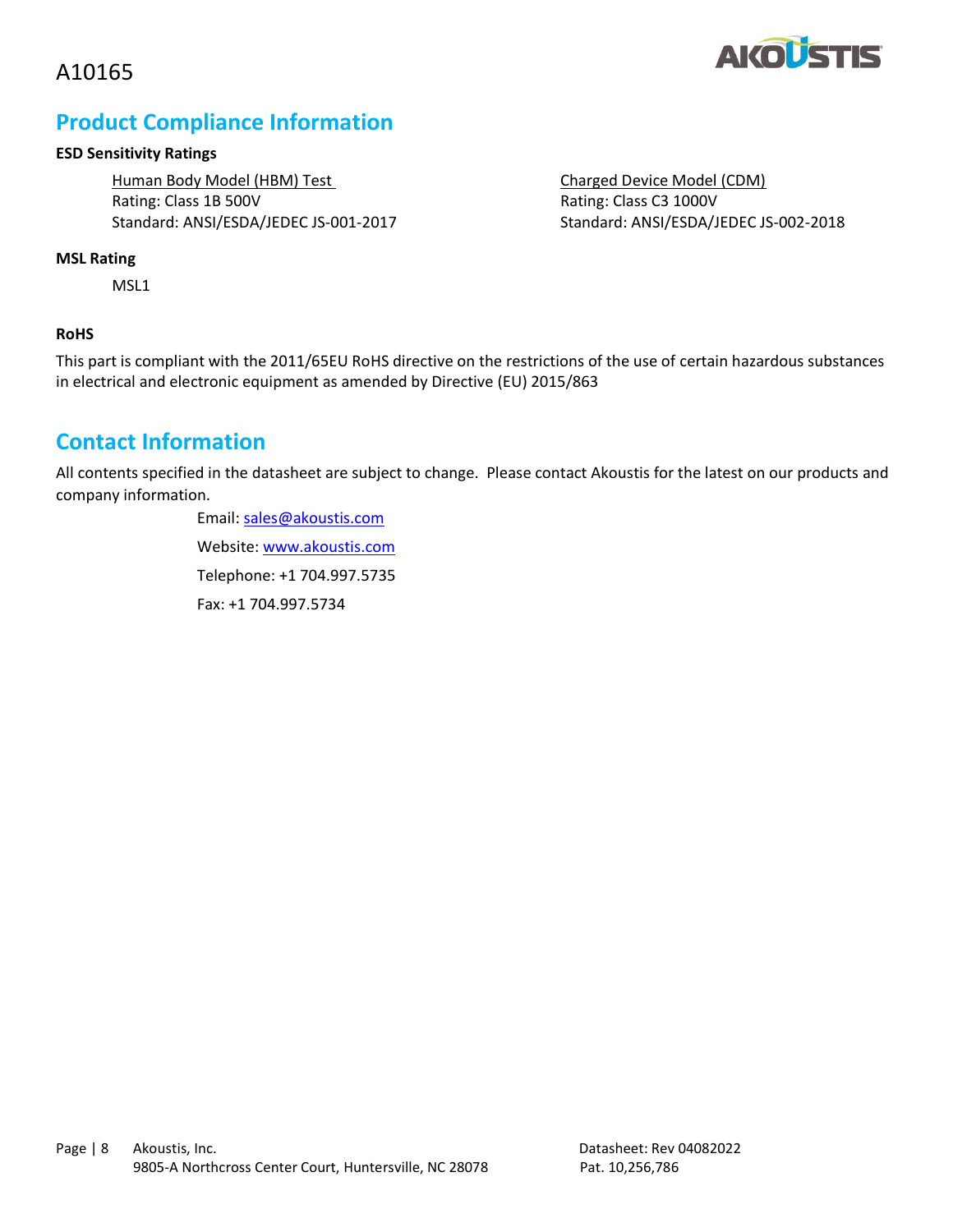## Product Compliance Information

**ESD Sensitivity Ratings**

Human Body Model (HBM) Test
Rating: Class 1B 500V
Standard: ANSI/ESDA/JEDEC JS-001-2017

Charged Device Model (CDM)
Rating: Class C3 1000V
Standard: ANSI/ESDA/JEDEC JS-002-2018

**MSL Rating**

MSL1

**RoHS**

This part is compliant with the 2011/65EU RoHS directive on the restrictions of the use of certain hazardous substances in electrical and electronic equipment as amended by Directive (EU) 2015/863

## Contact Information

All contents specified in the datasheet are subject to change. Please contact Akoustis for the latest on our products and company information.

Email: sales@akoustis.com

Website: www.akoustis.com

Telephone: +1 704.997.5735

Fax: +1 704.997.5734